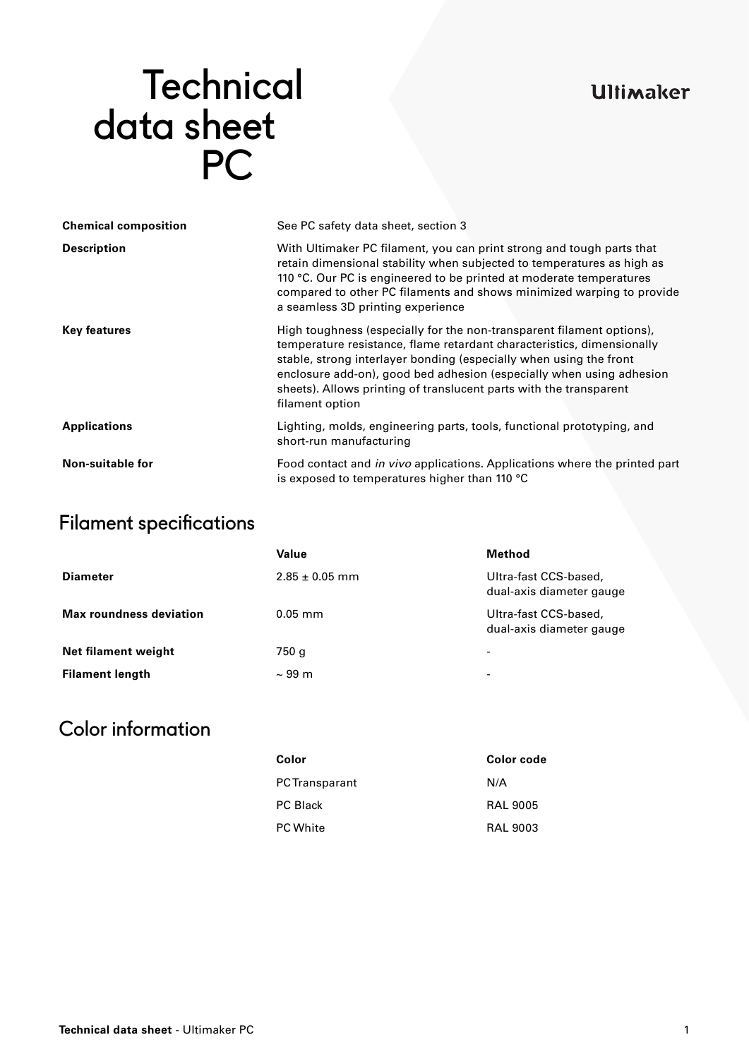# Technical data sheet PC

Ultimaker

| | |
|---|---|
| **Chemical composition** | See PC safety data sheet, section 3 |
| **Description** | With Ultimaker PC filament, you can print strong and tough parts that retain dimensional stability when subjected to temperatures as high as 110 °C. Our PC is engineered to be printed at moderate temperatures compared to other PC filaments and shows minimized warping to provide a seamless 3D printing experience |
| **Key features** | High toughness (especially for the non-transparent filament options), temperature resistance, flame retardant characteristics, dimensionally stable, strong interlayer bonding (especially when using the front enclosure add-on), good bed adhesion (especially when using adhesion sheets). Allows printing of translucent parts with the transparent filament option |
| **Applications** | Lighting, molds, engineering parts, tools, functional prototyping, and short-run manufacturing |
| **Non-suitable for** | Food contact and *in vivo* applications. Applications where the printed part is exposed to temperatures higher than 110 °C |

## Filament specifications

| | **Value** | **Method** |
|---|---|---|
| **Diameter** | 2.85 ± 0.05 mm | Ultra-fast CCS-based, dual-axis diameter gauge |
| **Max roundness deviation** | 0.05 mm | Ultra-fast CCS-based, dual-axis diameter gauge |
| **Net filament weight** | 750 g | - |
| **Filament length** | ~ 99 m | - |

## Color information

| **Color** | **Color code** |
|---|---|
| PC Transparant | N/A |
| PC Black | RAL 9005 |
| PC White | RAL 9003 |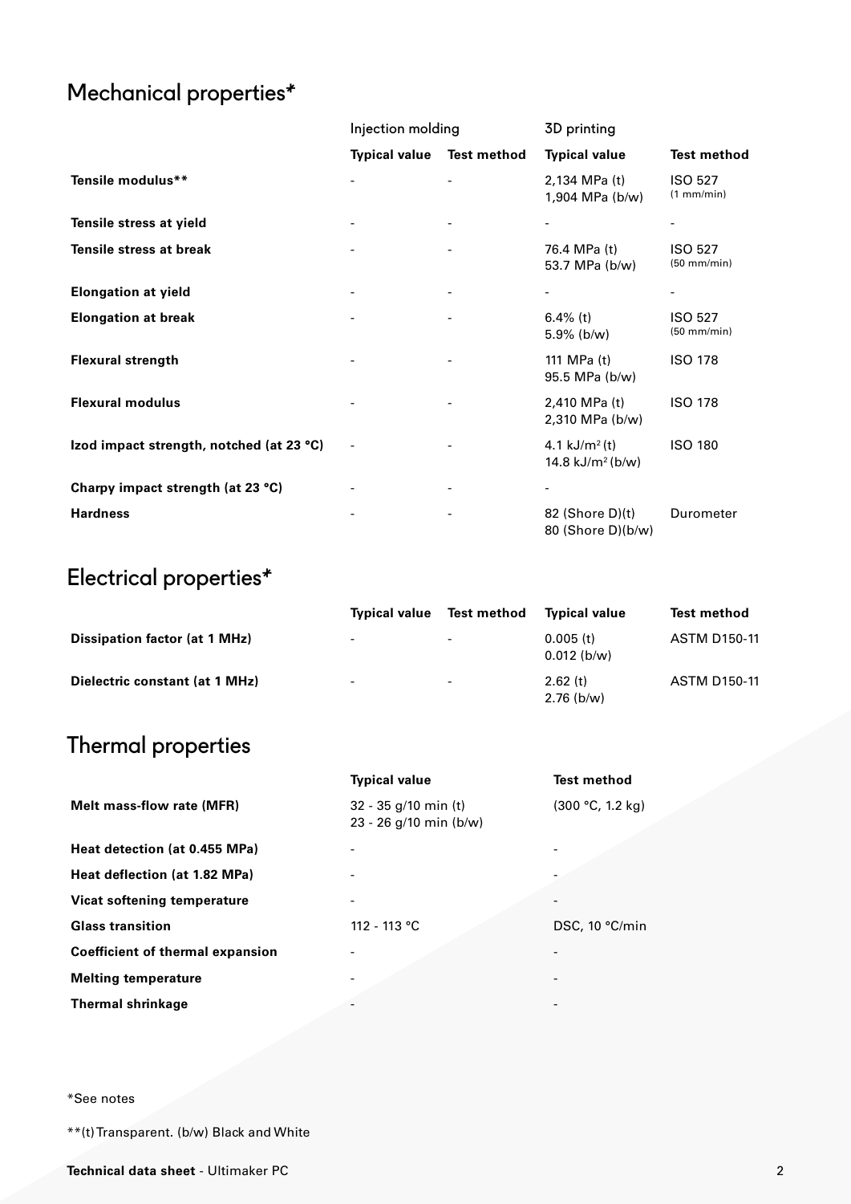## Mechanical properties*

| | Injection molding | | 3D printing | |
|---|---|---|---|---|
| | **Typical value** | **Test method** | **Typical value** | **Test method** |
| **Tensile modulus**** | - | - | 2,134 MPa (t)<br>1,904 MPa (b/w) | ISO 527<br>(1 mm/min) |
| **Tensile stress at yield** | - | - | - | - |
| **Tensile stress at break** | - | - | 76.4 MPa (t)<br>53.7 MPa (b/w) | ISO 527<br>(50 mm/min) |
| **Elongation at yield** | - | - | - | - |
| **Elongation at break** | - | - | 6.4% (t)<br>5.9% (b/w) | ISO 527<br>(50 mm/min) |
| **Flexural strength** | - | - | 111 MPa (t)<br>95.5 MPa (b/w) | ISO 178 |
| **Flexural modulus** | - | - | 2,410 MPa (t)<br>2,310 MPa (b/w) | ISO 178 |
| **Izod impact strength, notched (at 23 °C)** | - | - | 4.1 kJ/m$^2$ (t)<br>14.8 kJ/m$^2$ (b/w) | ISO 180 |
| **Charpy impact strength (at 23 °C)** | - | - | - | |
| **Hardness** | - | - | 82 (Shore D)(t)<br>80 (Shore D)(b/w) | Durometer |

## Electrical properties*

| | **Typical value** | **Test method** | **Typical value** | **Test method** |
|---|---|---|---|---|
| **Dissipation factor (at 1 MHz)** | - | - | 0.005 (t)<br>0.012 (b/w) | ASTM D150-11 |
| **Dielectric constant (at 1 MHz)** | - | - | 2.62 (t)<br>2.76 (b/w) | ASTM D150-11 |

## Thermal properties

| | **Typical value** | **Test method** |
|---|---|---|
| **Melt mass-flow rate (MFR)** | 32 - 35 g/10 min (t)<br>23 - 26 g/10 min (b/w) | (300 °C, 1.2 kg) |
| **Heat detection (at 0.455 MPa)** | - | - |
| **Heat deflection (at 1.82 MPa)** | - | - |
| **Vicat softening temperature** | - | - |
| **Glass transition** | 112 - 113 °C | DSC, 10 °C/min |
| **Coefficient of thermal expansion** | - | - |
| **Melting temperature** | - | - |
| **Thermal shrinkage** | - | - |

*See notes

**(t) Transparent. (b/w) Black and White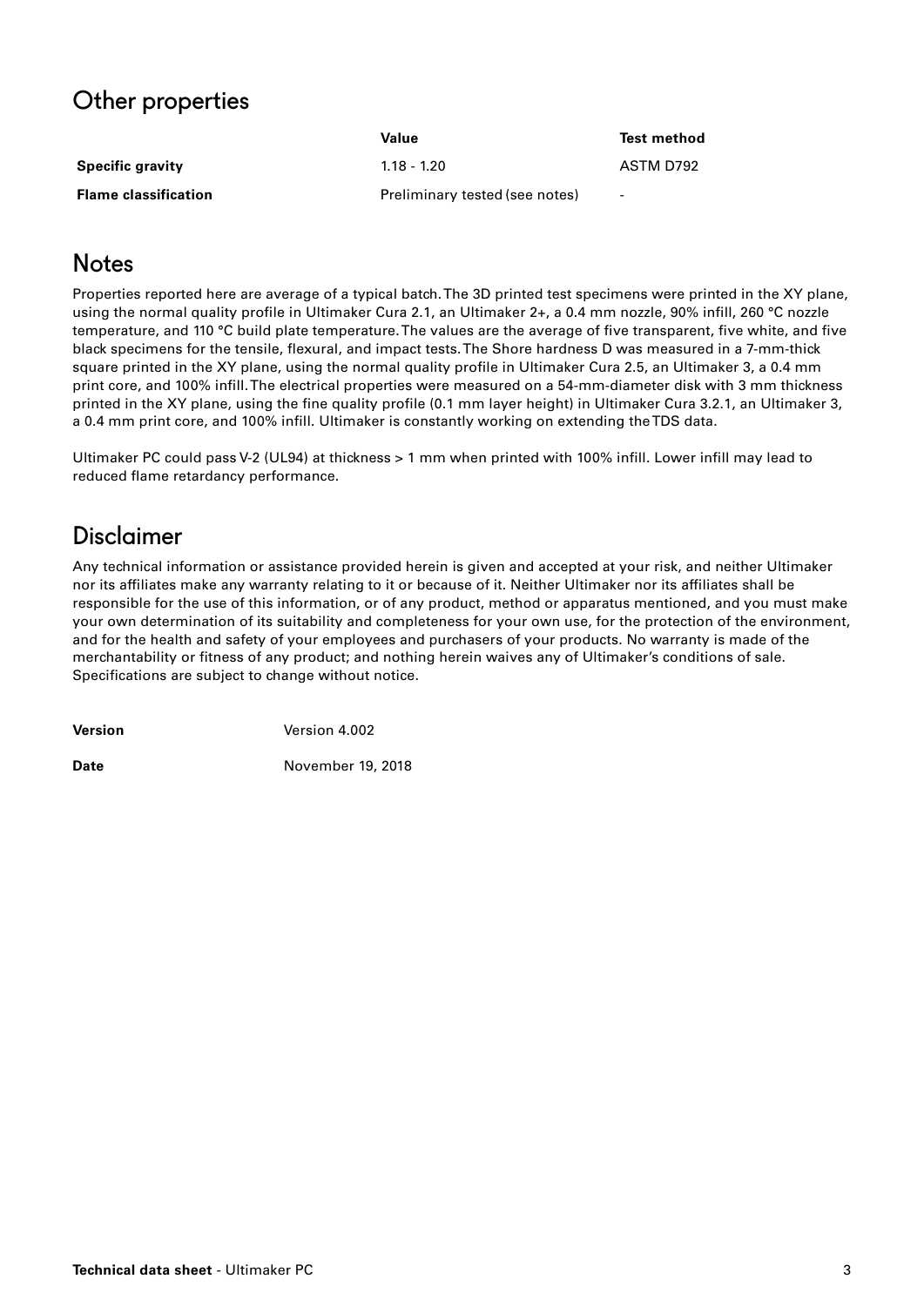## Other properties

| | Value | Test method |
|---|---|---|
| **Specific gravity** | 1.18 - 1.20 | ASTM D792 |
| **Flame classification** | Preliminary tested (see notes) | - |

## Notes

Properties reported here are average of a typical batch. The 3D printed test specimens were printed in the XY plane, using the normal quality profile in Ultimaker Cura 2.1, an Ultimaker 2+, a 0.4 mm nozzle, 90% infill, 260 °C nozzle temperature, and 110 °C build plate temperature. The values are the average of five transparent, five white, and five black specimens for the tensile, flexural, and impact tests. The Shore hardness D was measured in a 7-mm-thick square printed in the XY plane, using the normal quality profile in Ultimaker Cura 2.5, an Ultimaker 3, a 0.4 mm print core, and 100% infill. The electrical properties were measured on a 54-mm-diameter disk with 3 mm thickness printed in the XY plane, using the fine quality profile (0.1 mm layer height) in Ultimaker Cura 3.2.1, an Ultimaker 3, a 0.4 mm print core, and 100% infill. Ultimaker is constantly working on extending the TDS data.

Ultimaker PC could pass V-2 (UL94) at thickness > 1 mm when printed with 100% infill. Lower infill may lead to reduced flame retardancy performance.

## Disclaimer

Any technical information or assistance provided herein is given and accepted at your risk, and neither Ultimaker nor its affiliates make any warranty relating to it or because of it. Neither Ultimaker nor its affiliates shall be responsible for the use of this information, or of any product, method or apparatus mentioned, and you must make your own determination of its suitability and completeness for your own use, for the protection of the environment, and for the health and safety of your employees and purchasers of your products. No warranty is made of the merchantability or fitness of any product; and nothing herein waives any of Ultimaker's conditions of sale. Specifications are subject to change without notice.

| | |
|---|---|
| **Version** | Version 4.002 |
| **Date** | November 19, 2018 |